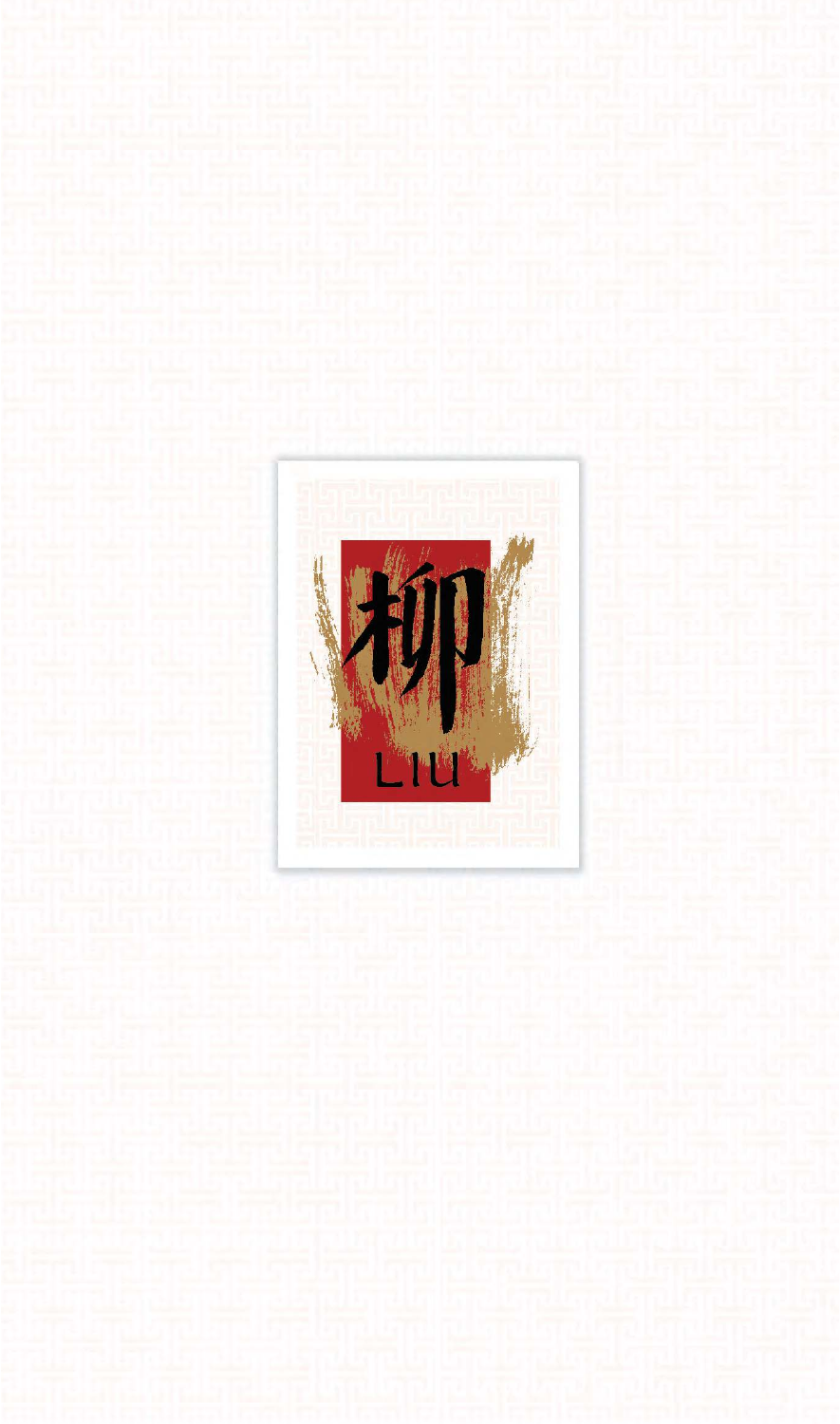柳

LIU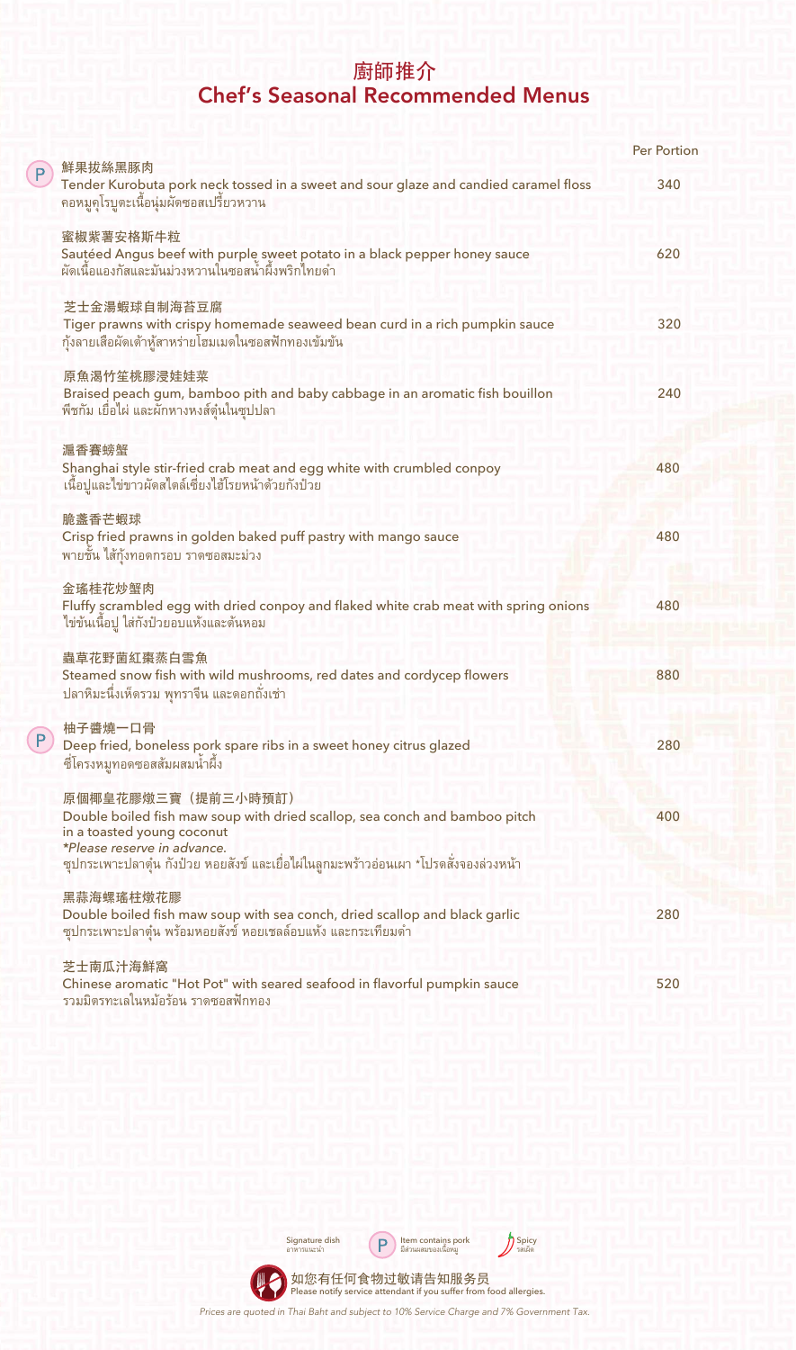# 廚師推介
# Chef's Seasonal Recommended Menus

| | Per Portion |
|---|---|
| P 鮮果拔絲黑豚肉<br>Tender Kurobuta pork neck tossed in a sweet and sour glaze and candied caramel floss<br>คอหมูคุโรบูตะเนื้อนุ่มผัดซอสเปรี้ยวหวาน | 340 |
| 蜜椒紫薯安格斯牛粒<br>Sautéed Angus beef with purple sweet potato in a black pepper honey sauce<br>ผัดเนื้อแองกัสและมันม่วงหวานในซอสน้ำผึ้งพริกไทยดำ | 620 |
| 芝士金湯蝦球自制海苔豆腐<br>Tiger prawns with crispy homemade seaweed bean curd in a rich pumpkin sauce<br>กุ้งลายเสือผัดเต้าหู้สาหร่ายโฮมเมดในซอสฟักทองเข้มข้น | 320 |
| 原魚濁竹笙桃膠浸娃娃菜<br>Braised peach gum, bamboo pith and baby cabbage in an aromatic fish bouillon<br>พีชกัม เยื่อไผ่ และผักกาดหางหงส์ตุ๋นในซุปปลา | 240 |
| 滬香賽螃蟹<br>Shanghai style stir-fried crab meat and egg white with crumbled conpoy<br>เนื้อปูและไข่ขาวผัดสไตล์เซี่ยงไฮ้โรยหน้าด้วยกังป๋วย | 480 |
| 脆盞香芒蝦球<br>Crisp fried prawns in golden baked puff pastry with mango sauce<br>พายชั้น ไส้กุ้งทอดกรอบ ราดซอสมะม่วง | 480 |
| 金瑤桂花炒蟹肉<br>Fluffy scrambled egg with dried conpoy and flaked white crab meat with spring onions<br>ไข่ข้นเนื้อปู ใส่กังป๋วยอบแห้งและต้นหอม | 480 |
| 蟲草花野菌紅棗蒸白雪魚<br>Steamed snow fish with wild mushrooms, red dates and cordycep flowers<br>ปลาหิมะนึ่งเห็ดรวม พุทราจีน และดอกถั่งเช่า | 880 |
| P 柚子醬燒一口骨<br>Deep fried, boneless pork spare ribs in a sweet honey citrus glazed<br>ซี่โครงหมูทอดซอสส้มผสมน้ำผึ้ง | 280 |
| 原個椰皇花膠燉三寶（提前三小時預訂）<br>Double boiled fish maw soup with dried scallop, sea conch and bamboo pitch in a toasted young coconut<br>*Please reserve in advance.*<br>ซุปกระเพาะปลาตุ๋น กังป๋วย หอยสังข์ และเยื่อไผ่ในลูกมะพร้าวอ่อนเผา *โปรดสั่งจองล่วงหน้า | 400 |
| 黑蒜海螺瑤柱燉花膠<br>Double boiled fish maw soup with sea conch, dried scallop and black garlic<br>ซุปกระเพาะปลาตุ๋น พร้อมหอยสังข์ หอยเชลล์อบแห้ง และกระเทียมดำ | 280 |
| 芝士南瓜汁海鮮窩<br>Chinese aromatic "Hot Pot" with seared seafood in flavorful pumpkin sauce<br>รวมมิตรทะเลในหม้อร้อน ราดซอสฟักทอง | 520 |

Signature dish อาหารแนะนำ | P Item contains pork มีส่วนผสมของเนื้อหมู | Spicy รสเผ็ด

如您有任何食物过敏请告知服务员
Please notify service attendant if you suffer from food allergies.

*Prices are quoted in Thai Baht and subject to 10% Service Charge and 7% Government Tax.*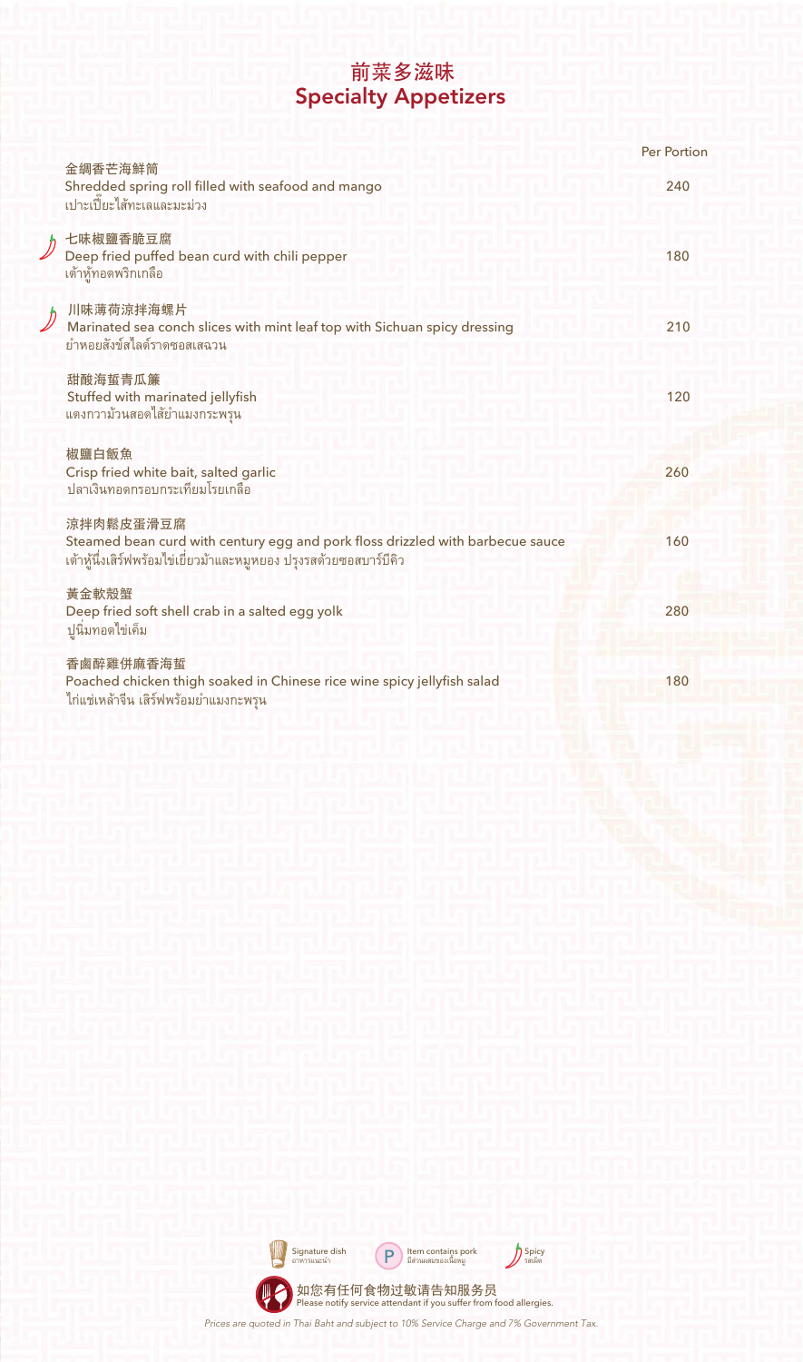# 前菜多滋味
# Specialty Appetizers

| | Per Portion |
|---|---|
| 金網香芒海鮮筒<br>Shredded spring roll filled with seafood and mango<br>เปาะเปี๊ยะไส้ทะเลและมะม่วง | 240 |
| 七味椒鹽香脆豆腐<br>Deep fried puffed bean curd with chili pepper<br>เต้าหู้ทอดพริกเกลือ | 180 |
| 川味薄荷涼拌海螺片<br>Marinated sea conch slices with mint leaf top with Sichuan spicy dressing<br>ยำหอยสังข์สไลด์ราดซอสเสฉวน | 210 |
| 甜酸海蜇青瓜簾<br>Stuffed with marinated jellyfish<br>แตงกวาม้วนสอดไส้ยำแมงกระพรุน | 120 |
| 椒鹽白飯魚<br>Crisp fried white bait, salted garlic<br>ปลาเงินทอดกรอบกระเทียมโรยเกลือ | 260 |
| 涼拌肉鬆皮蛋滑豆腐<br>Steamed bean curd with century egg and pork floss drizzled with barbecue sauce<br>เต้าหู้นึ่งเสิร์ฟพร้อมไข่เยี่ยวม้าและหมูหยอง ปรุงรสด้วยซอสบาร์บีคิว | 160 |
| 黃金軟殼蟹<br>Deep fried soft shell crab in a salted egg yolk<br>ปูนิ่มทอดไข่เค็ม | 280 |
| 香鹵醉雞併麻香海蜇<br>Poached chicken thigh soaked in Chinese rice wine spicy jellyfish salad<br>ไก่แช่เหล้าจีน เสิร์ฟพร้อมยำแมงกะพรุน | 180 |

Signature dish อาหารแนะนำ | Item contains pork มีส่วนผสมของเนื้อหมู | Spicy รสเผ็ด

如您有任何食物过敏请告知服务员
Please notify service attendant if you suffer from food allergies.

*Prices are quoted in Thai Baht and subject to 10% Service Charge and 7% Government Tax.*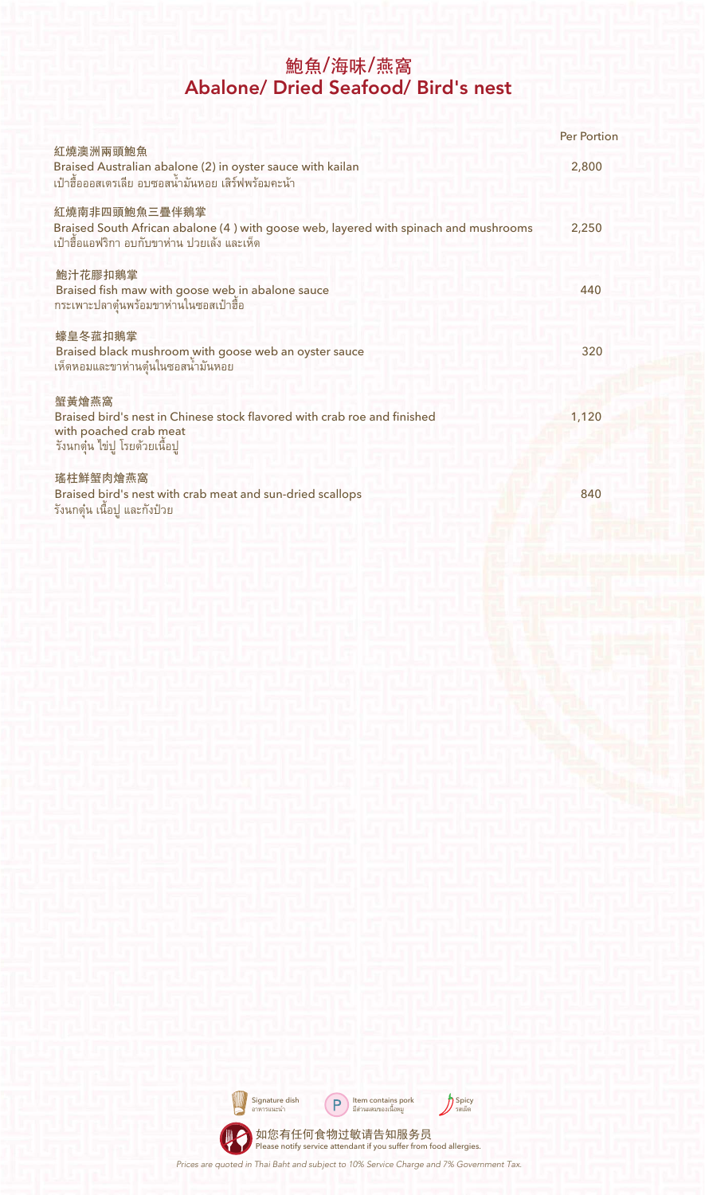# 鮑魚/海味/燕窩
# Abalone/ Dried Seafood/ Bird's nest

| | Per Portion |
|---|---|
| 紅燒澳洲兩頭鮑魚<br>Braised Australian abalone (2) in oyster sauce with kailan<br>เป๋าฮื้อออสเตรเลีย อบซอสน้ำมันหอย เสิร์ฟพร้อมคะน้า | 2,800 |
| 紅燒南非四頭鮑魚三疊伴鵝掌<br>Braised South African abalone (4 ) with goose web, layered with spinach and mushrooms<br>เป๋าฮื้อแอฟริกา อบกับขาห่าน ปวยเล้ง และเห็ด | 2,250 |
| 鮑汁花膠扣鵝掌<br>Braised fish maw with goose web in abalone sauce<br>กระเพาะปลาตุ๋นพร้อมขาห่านในซอสเป๋าฮื้อ | 440 |
| 蠔皇冬菇扣鵝掌<br>Braised black mushroom with goose web an oyster sauce<br>เห็ดหอมและขาห่านตุ๋นในซอสน้ำมันหอย | 320 |
| 蟹黃燴燕窩<br>Braised bird's nest in Chinese stock flavored with crab roe and finished with poached crab meat<br>รังนกตุ๋น ไข่ปู โรยด้วยเนื้อปู | 1,120 |
| 瑤柱鮮蟹肉燴燕窩<br>Braised bird's nest with crab meat and sun-dried scallops<br>รังนกตุ๋น เนื้อปู และกังป๋วย | 840 |

Signature dish อาหารแนะนำ | Item contains pork มีส่วนผสมของเนื้อหมู | Spicy รสเผ็ด

如您有任何食物过敏请告知服务员
Please notify service attendant if you suffer from food allergies.

*Prices are quoted in Thai Baht and subject to 10% Service Charge and 7% Government Tax.*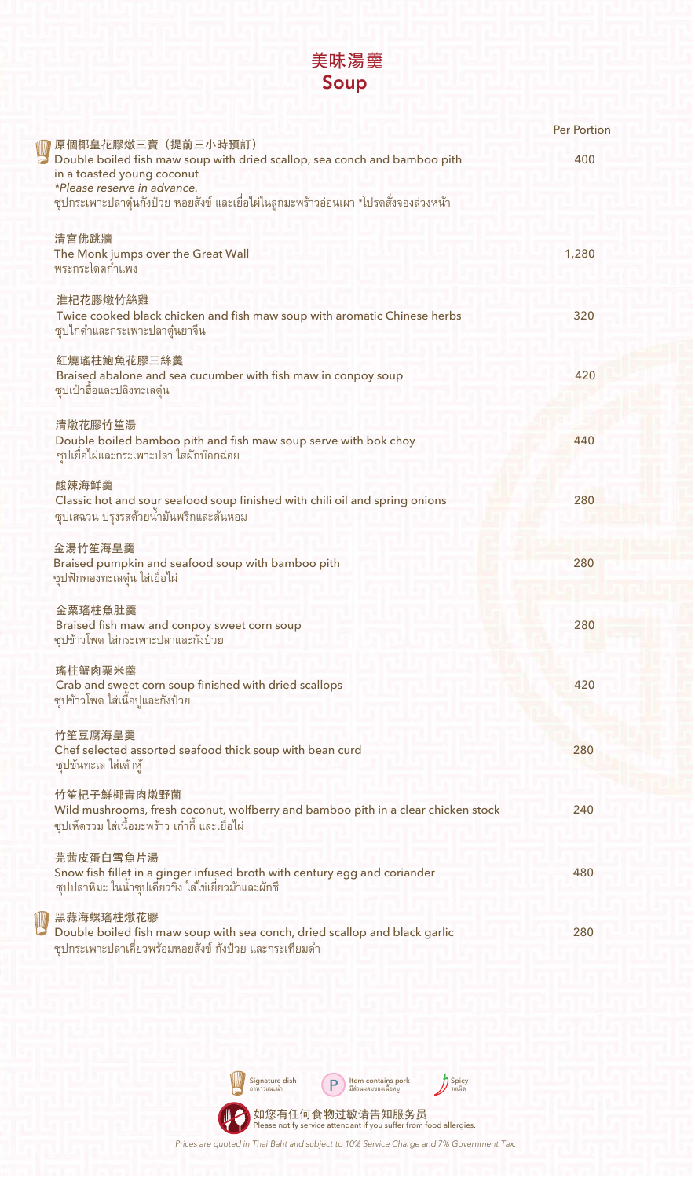# 美味湯羹
# Soup

| | Per Portion |
|---|---|
| 原個椰皇花膠燉三寶（提前三小時預訂）<br>Double boiled fish maw soup with dried scallop, sea conch and bamboo pith in a toasted young coconut<br>*Please reserve in advance.*<br>ซุปกระเพาะปลาตุ๋นกังป๋วย หอยสังข์ และเยื่อไผ่ในลูกมะพร้าวอ่อนเผา *โปรดสั่งจองล่วงหน้า | 400 |
| 清宮佛跳牆<br>The Monk jumps over the Great Wall<br>พระกระโดดกำแพง | 1,280 |
| 淮杞花膠燉竹絲雞<br>Twice cooked black chicken and fish maw soup with aromatic Chinese herbs<br>ซุปไก่ดำและกระเพาะปลาตุ๋นยาจีน | 320 |
| 紅燒瑤柱鮑魚花膠三絲羹<br>Braised abalone and sea cucumber with fish maw in conpoy soup<br>ซุปเป๋าฮื้อและปลิงทะเลตุ๋น | 420 |
| 清燉花膠竹笙湯<br>Double boiled bamboo pith and fish maw soup serve with bok choy<br>ซุปเยื่อไผ่และกระเพาะปลา ใส่ผักบ๊อกฉ่อย | 440 |
| 酸辣海鮮羹<br>Classic hot and sour seafood soup finished with chili oil and spring onions<br>ซุปเสฉวน ปรุงรสด้วยน้ำมันพริกและต้นหอม | 280 |
| 金湯竹笙海皇羹<br>Braised pumpkin and seafood soup with bamboo pith<br>ซุปฟักทองทะเลตุ๋น ใส่เยื่อไผ่ | 280 |
| 金粟瑤柱魚肚羹<br>Braised fish maw and conpoy sweet corn soup<br>ซุปข้าวโพด ใส่กระเพาะปลาและกังป๋วย | 280 |
| 瑤柱蟹肉粟米羹<br>Crab and sweet corn soup finished with dried scallops<br>ซุปข้าวโพด ใส่เนื้อปูและกังป๋วย | 420 |
| 竹笙豆腐海皇羹<br>Chef selected assorted seafood thick soup with bean curd<br>ซุปข้นทะเล ใส่เต้าหู้ | 280 |
| 竹笙杞子鮮椰青肉燉野菌<br>Wild mushrooms, fresh coconut, wolfberry and bamboo pith in a clear chicken stock<br>ซุปเห็ดรวม ใส่เนื้อมะพร้าว เก๋ากี้ และเยื่อไผ่ | 240 |
| 芫茜皮蛋白雪魚片湯<br>Snow fish fillet in a ginger infused broth with century egg and coriander<br>ซุปปลาหิมะ ในน้ำซุปเคี่ยวขิง ใส่ไข่เยี่ยวม้าและผักชี | 480 |
| 黑蒜海螺瑤柱燉花膠<br>Double boiled fish maw soup with sea conch, dried scallop and black garlic<br>ซุปกระเพาะปลาเคี่ยวพร้อมหอยสังข์ กังป๋วย และกระเทียมดำ | 280 |

Signature dish อาหารแนะนำ | P Item contains pork มีส่วนผสมของเนื้อหมู | Spicy รสเผ็ด

如您有任何食物过敏请告知服务员
Please notify service attendant if you suffer from food allergies.

*Prices are quoted in Thai Baht and subject to 10% Service Charge and 7% Government Tax.*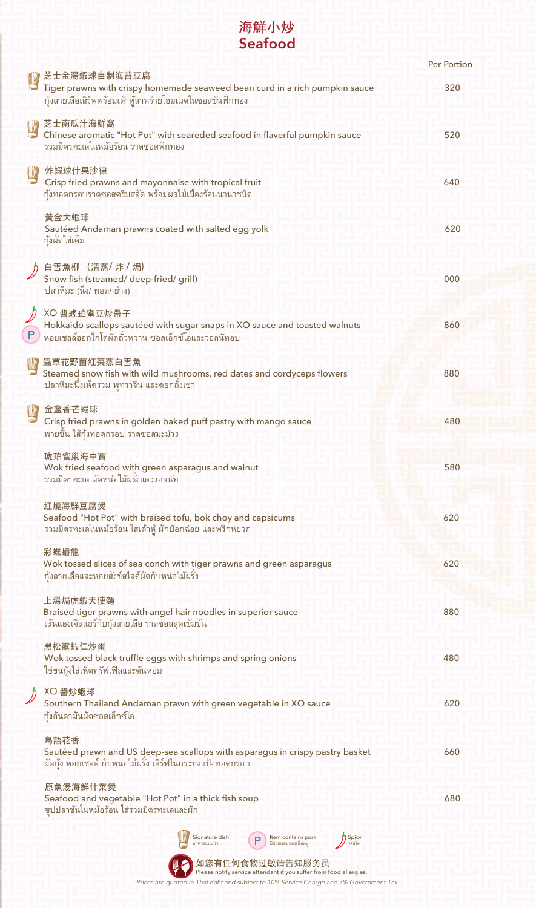# 海鮮小炒
# Seafood

| | Per Portion |
|---|---|
| 芝士金湯蝦球自制海苔豆腐<br>Tiger prawns with crispy homemade seaweed bean curd in a rich pumpkin sauce<br>กุ้งลายเสือเสิร์ฟพร้อมเต้าหู้สาหร่ายโฮมเมดในซอสข้นฟักทอง | 320 |
| 芝士南瓜汁海鮮窩<br>Chinese aromatic "Hot Pot" with seareded seafood in flaverful pumpkin sauce<br>รวมมิตรทะเลในหม้อร้อน ราดซอสฟักทอง | 520 |
| 炸蝦球什果沙律<br>Crisp fried prawns and mayonnaise with tropical fruit<br>กุ้งทอดกรอบราดซอสครีมสลัด พร้อมผลไม้เมืองร้อนนานาชนิด | 640 |
| 黃金大蝦球<br>Sautéed Andaman prawns coated with salted egg yolk<br>กุ้งผัดไข่เค็ม | 620 |
| 白雪魚柳 （清蒸/ 炸 / 焗)<br>Snow fish (steamed/ deep-fried/ grill)<br>ปลาหิมะ (นึ่ง/ ทอด/ ย่าง) | 000 |
| XO 醬琥珀蜜豆炒帶子<br>Hokkaido scallops sautéed with sugar snaps in XO sauce and toasted walnuts<br>หอยเชลล์ฮอกไกโดผัดถั่วหวาน ซอสเอ็กซ์โอและวอลนัทอบ | 860 |
| 蟲草花野菌紅棗蒸白雪魚<br>Steamed snow fish with wild mushrooms, red dates and cordyceps flowers<br>ปลาหิมะนึ่งเห็ดรวม พุทราจีน และดอกถั่งเช่า | 880 |
| 金盞香芒蝦球<br>Crisp fried prawns in golden baked puff pastry with mango sauce<br>พายชั้น ไส้กุ้งทอดกรอบ ราดซอสมะม่วง | 480 |
| 琥珀雀巢海中寶<br>Wok fried seafood with green asparagus and walnut<br>รวมมิตรทะเล ผัดหน่อไม้ฝรั่งและวอลนัท | 580 |
| 紅燒海鮮豆腐煲<br>Seafood "Hot Pot" with braised tofu, bok choy and capsicums<br>รวมมิตรทะเลในหม้อร้อน ใส่เต้าหู้ ผักบ๊อกฉ่อย และพริกหยวก | 620 |
| 彩蝶蟠龍<br>Wok tossed slices of sea conch with tiger prawns and green asparagus<br>กุ้งลายเสือและหอยสังข์สไลด์ผัดกับหน่อไม้ฝรั่ง | 620 |
| 上湯焗虎蝦天使麵<br>Braised tiger prawns with angel hair noodles in superior sauce<br>เส้นแองเจิลแฮร์กับกุ้งลายเสือ ราดซอสสุดเข้มข้น | 880 |
| 黑松露蝦仁炒蛋<br>Wok tossed black truffle eggs with shrimps and spring onions<br>ไข่ขนกุ้งใส่เห็ดทรัฟเฟิลและต้นหอม | 480 |
| XO 醬炒蝦球<br>Southern Thailand Andaman prawn with green vegetable in XO sauce<br>กุ้งอันดามันผัดซอสเอ็กซ์โอ | 620 |
| 鳥語花香<br>Sautéed prawn and US deep-sea scallops with asparagus in crispy pastry basket<br>ผัดกุ้ง หอยเชลล์ กับหน่อไม้ฝรั่ง เสิร์ฟในกระทงแป้งทอดกรอบ | 660 |
| 原魚湯海鮮什菜煲<br>Seafood and vegetable "Hot Pot" in a thick fish soup<br>ซุปปลาข้นในหม้อร้อน ใส่รวมมิตรทะเลและผัก | 680 |

Signature dish อาหารแนะนำ | P Item contains pork มีส่วนผสมของเนื้อหมู | Spicy รสเผ็ด

如您有任何食物过敏请告知服务员
Please notify service attendant if you suffer from food allergies.

*Prices are quoted in Thai Baht and subject to 10% Service Charge and 7% Government Tax.*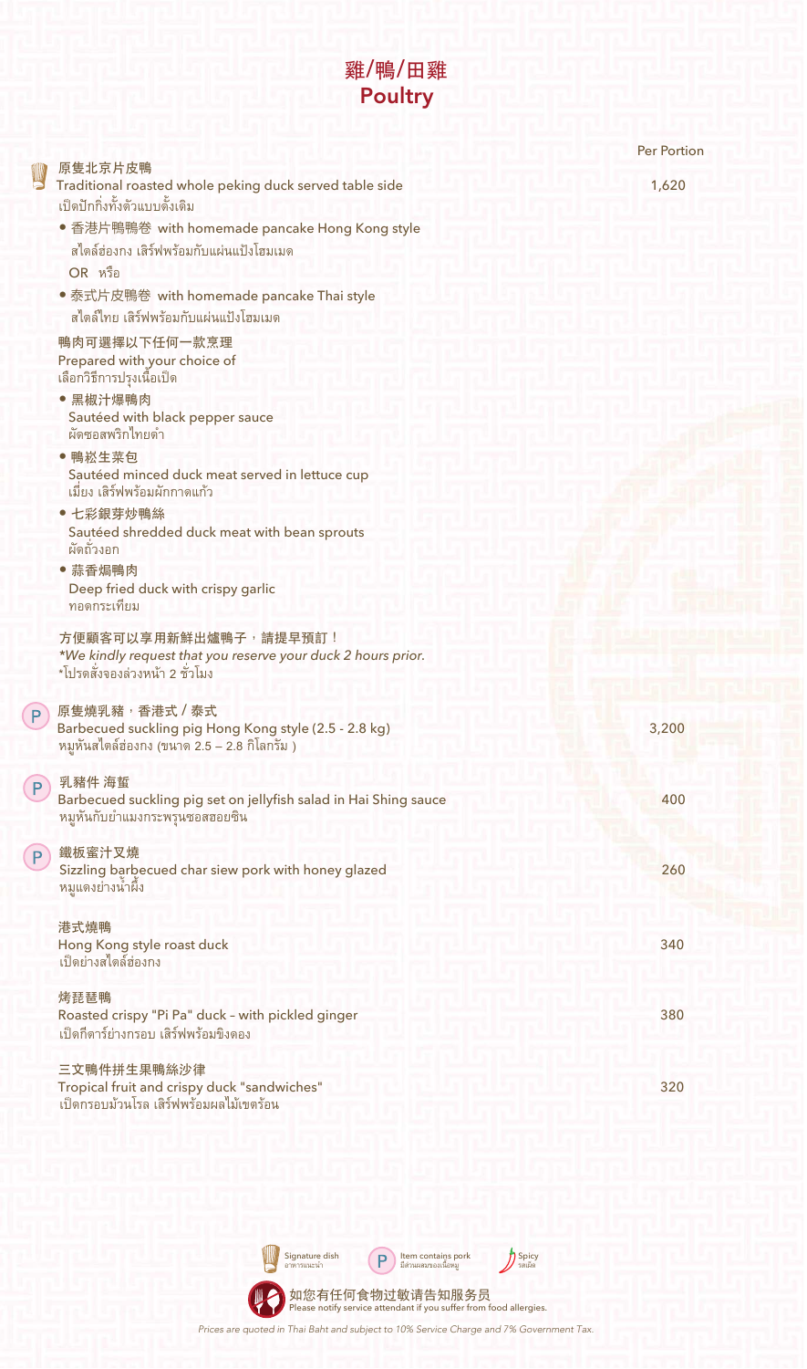# 雞/鴨/田雞
# Poultry

| | Per Portion |
|---|---|
| 原隻北京片皮鴨<br>Traditional roasted whole peking duck served table side<br>เป็ดปักกิ่งทั้งตัวแบบดั้งเดิม | 1,620 |

- 香港片鴨鴨卷 with homemade pancake Hong Kong style
  สไตล์ฮ่องกง เสิร์ฟพร้อมกับแผ่นแป้งโฮมเมด

OR หรือ

- 泰式片皮鴨卷 with homemade pancake Thai style
  สไตล์ไทย เสิร์ฟพร้อมกับแผ่นแป้งโฮมเมด

鴨肉可選擇以下任何一款烹理
Prepared with your choice of
เลือกวิธีการปรุงเนื้อเป็ด

- 黑椒汁爆鴨肉
  Sautéed with black pepper sauce
  ผัดซอสพริกไทยดำ
- 鴨崧生菜包
  Sautéed minced duck meat served in lettuce cup
  เมี่ยง เสิร์ฟพร้อมผักกาดแก้ว
- 七彩銀芽炒鴨絲
  Sautéed shredded duck meat with bean sprouts
  ผัดถั่วงอก
- 蒜香焗鴨肉
  Deep fried duck with crispy garlic
  ทอดกระเทียม

方便顧客可以享用新鮮出爐鴨子，請提早預訂！
*We kindly request that you reserve your duck 2 hours prior.*
*โปรดสั่งจองล่วงหน้า 2 ชั่วโมง

| | Per Portion |
|---|---|
| (P) 原隻燒乳豬，香港式 / 泰式<br>Barbecued suckling pig Hong Kong style (2.5 - 2.8 kg)<br>หมูหันสไตล์ฮ่องกง (ขนาด 2.5 – 2.8 กิโลกรัม ) | 3,200 |
| (P) 乳豬件 海蜇<br>Barbecued suckling pig set on jellyfish salad in Hai Shing sauce<br>หมูหันกับยำแมงกระพรุนซอสฮอยซิน | 400 |
| (P) 鐵板蜜汁叉燒<br>Sizzling barbecued char siew pork with honey glazed<br>หมูแดงย่างน้ำผึ้ง | 260 |
| 港式燒鴨<br>Hong Kong style roast duck<br>เป็ดย่างสไตล์ฮ่องกง | 340 |
| 烤琵琶鴨<br>Roasted crispy "Pi Pa" duck – with pickled ginger<br>เป็ดกีตาร์ย่างกรอบ เสิร์ฟพร้อมขิงดอง | 380 |
| 三文鴨件拼生果鴨絲沙律<br>Tropical fruit and crispy duck "sandwiches"<br>เป็ดกรอบม้วนโรล เสิร์ฟพร้อมผลไม้เขตร้อน | 320 |

Signature dish อาหารแนะนำ | (P) Item contains pork มีส่วนผสมของเนื้อหมู | Spicy รสเผ็ด

如您有任何食物过敏请告知服务员
Please notify service attendant if you suffer from food allergies.

*Prices are quoted in Thai Baht and subject to 10% Service Charge and 7% Government Tax.*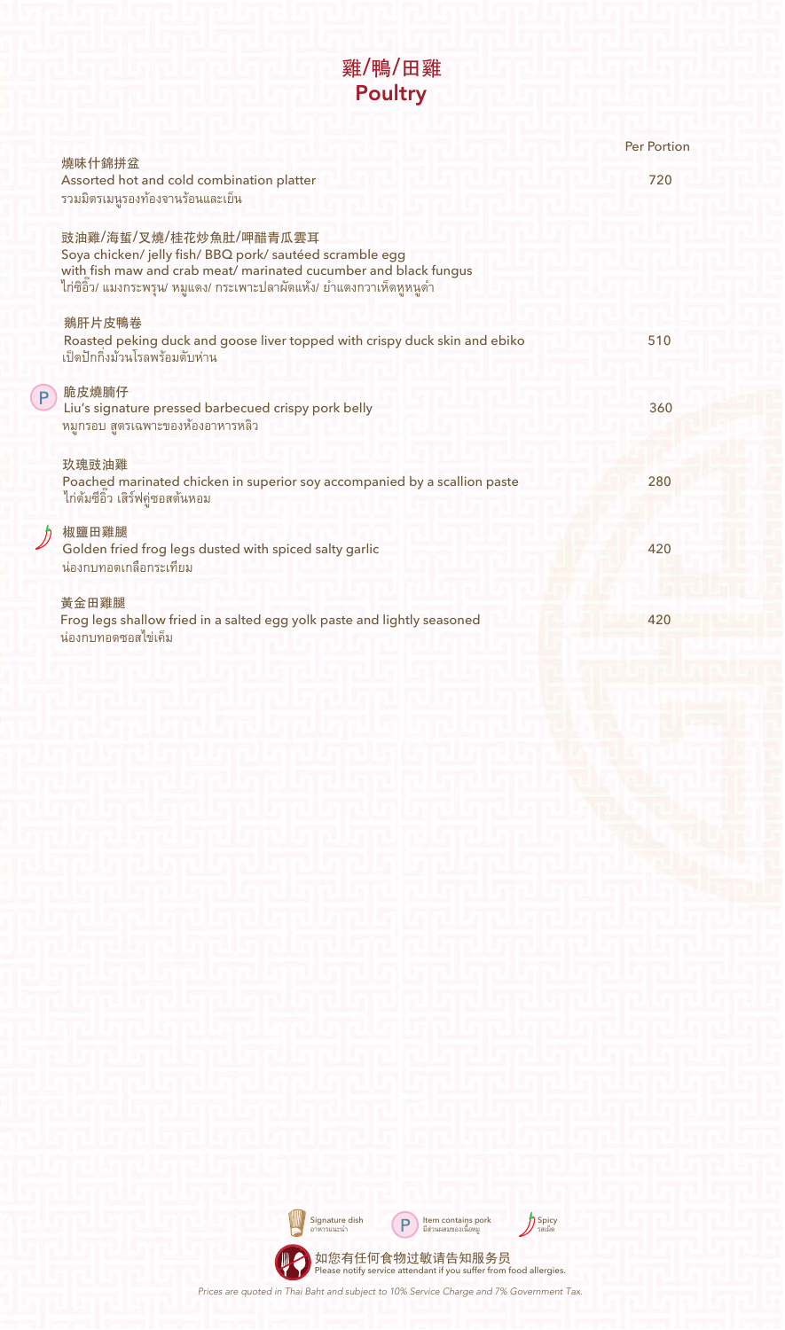# 雞/鴨/田雞
# Poultry

| | Per Portion |
|---|---|
| 燒味什錦拼盆<br>Assorted hot and cold combination platter<br>รวมมิตรเมนูรองท้องจานร้อนและเย็น | 720 |
| 豉油雞/海蜇/叉燒/桂花炒魚肚/呷醋青瓜雲耳<br>Soya chicken/ jelly fish/ BBQ pork/ sautéed scramble egg with fish maw and crab meat/ marinated cucumber and black fungus<br>ไก่ซีอิ๊ว/ แมงกระพรุน/ หมูแดง/ กระเพาะปลาผัดแห้ง/ ยำแตงกวาเห็ดหูหนูดำ | |
| 鵝肝片皮鴨卷<br>Roasted peking duck and goose liver topped with crispy duck skin and ebiko<br>เป็ดปักกิ่งม้วนโรลพร้อมตับห่าน | 510 |
| (P) 脆皮燒腩仔<br>Liu's signature pressed barbecued crispy pork belly<br>หมูกรอบ สูตรเฉพาะของห้องอาหารหลิว | 360 |
| 玫瑰豉油雞<br>Poached marinated chicken in superior soy accompanied by a scallion paste<br>ไก่ต้มซีอิ๊ว เสิร์ฟคู่ซอสต้นหอม | 280 |
| (Spicy) 椒鹽田雞腿<br>Golden fried frog legs dusted with spiced salty garlic<br>น่องกบทอดเกลือกระเทียม | 420 |
| 黃金田雞腿<br>Frog legs shallow fried in a salted egg yolk paste and lightly seasoned<br>น่องกบทอดซอสไข่เค็ม | 420 |

Signature dish อาหารแนะนำ | P Item contains pork มีส่วนผสมของเนื้อหมู | Spicy รสเผ็ด

如您有任何食物过敏请告知服务员
Please notify service attendant if you suffer from food allergies.

*Prices are quoted in Thai Baht and subject to 10% Service Charge and 7% Government Tax.*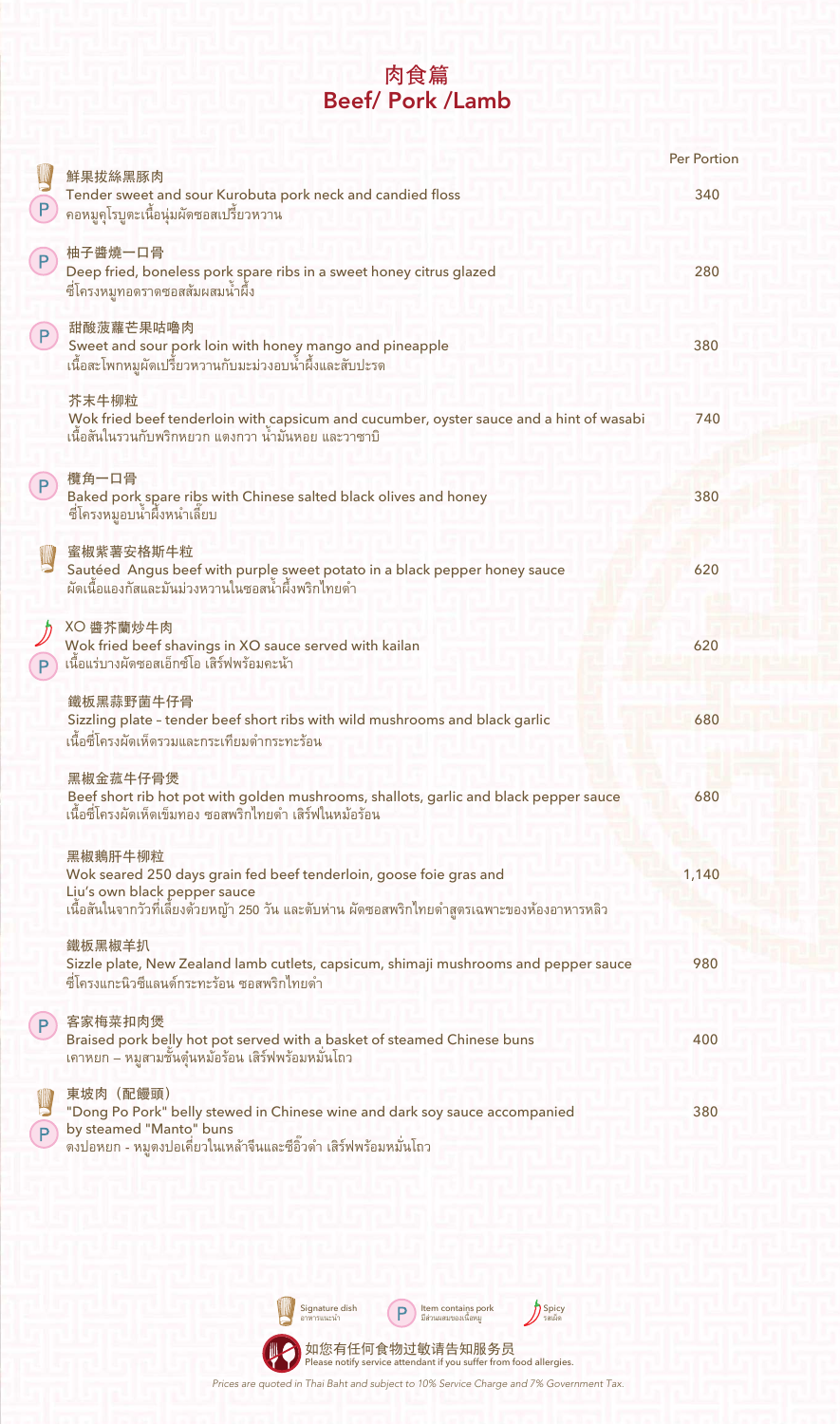# 肉食篇
# Beef/ Pork /Lamb

| | | Per Portion |
|---|---|---|
| Signature dish, P | 鮮果拔絲黑豚肉<br>Tender sweet and sour Kurobuta pork neck and candied floss<br>คอหมูคูโรบูตะเนื้อนุ่มผัดซอสเปรี้ยวหวาน | 340 |
| P | 柚子醬燒一口骨<br>Deep fried, boneless pork spare ribs in a sweet honey citrus glazed<br>ซี่โครงหมูทอดราดซอสส้มผสมน้ำผึ้ง | 280 |
| P | 甜酸菠蘿芒果咕嚕肉<br>Sweet and sour pork loin with honey mango and pineapple<br>เนื้อสะโพกหมูผัดเปรี้ยวหวานกับมะม่วงอบน้ำผึ้งและสับปะรด | 380 |
| | 芥末牛柳粒<br>Wok fried beef tenderloin with capsicum and cucumber, oyster sauce and a hint of wasabi<br>เนื้อสันในรวนกับพริกหยวก แตงกวา น้ำมันหอย และวาซาบิ | 740 |
| P | 欖角一口骨<br>Baked pork spare ribs with Chinese salted black olives and honey<br>ซี่โครงหมูอบน้ำผึ้งหน่ำเลี้ยบ | 380 |
| Signature dish | 蜜椒紫薯安格斯牛粒<br>Sautéed Angus beef with purple sweet potato in a black pepper honey sauce<br>ผัดเนื้อแองกัสและมันม่วงหวานในซอสน้ำผึ้งพริกไทยดำ | 620 |
| Spicy, P | XO 醬芥蘭炒牛肉<br>Wok fried beef shavings in XO sauce served with kailan<br>เนื้อแร่บางผัดซอสเอ็กซ์โอ เสิร์ฟพร้อมคะน้า | 620 |
| | 鐵板黑蒜野菌牛仔骨<br>Sizzling plate – tender beef short ribs with wild mushrooms and black garlic<br>เนื้อซี่โครงผัดเห็ดรวมและกระเทียมดำกระทะร้อน | 680 |
| | 黑椒金菇牛仔骨煲<br>Beef short rib hot pot with golden mushrooms, shallots, garlic and black pepper sauce<br>เนื้อซี่โครงผัดเห็ดเข็มทอง ซอสพริกไทยดำ เสิร์ฟในหม้อร้อน | 680 |
| | 黑椒鵝肝牛柳粒<br>Wok seared 250 days grain fed beef tenderloin, goose foie gras and Liu's own black pepper sauce<br>เนื้อสันในจากวัวที่เลี้ยงด้วยหญ้า 250 วัน และตับห่าน ผัดซอสพริกไทยดำสูตรเฉพาะของห้องอาหารหลิว | 1,140 |
| | 鐵板黑椒羊扒<br>Sizzle plate, New Zealand lamb cutlets, capsicum, shimaji mushrooms and pepper sauce<br>ซี่โครงแกะนิวซีแลนด์กระทะร้อน ซอสพริกไทยดำ | 980 |
| P | 客家梅菜扣肉煲<br>Braised pork belly hot pot served with a basket of steamed Chinese buns<br>เคาหยก – หมูสามชั้นตุ๋นหม้อร้อน เสิร์ฟพร้อมหมั่นโถว | 400 |
| Signature dish, P | 東坡肉（配饅頭）<br>"Dong Po Pork" belly stewed in Chinese wine and dark soy sauce accompanied by steamed "Manto" buns<br>ตงปอหยก - หมูตงปอเคี่ยวในเหล้าจีนและซีอิ๊วดำ เสิร์ฟพร้อมหมั่นโถว | 380 |

Signature dish อาหารแนะนำ | P Item contains pork มีส่วนผสมของเนื้อหมู | Spicy รสเผ็ด

如您有任何食物过敏请告知服务员
Please notify service attendant if you suffer from food allergies.

*Prices are quoted in Thai Baht and subject to 10% Service Charge and 7% Government Tax.*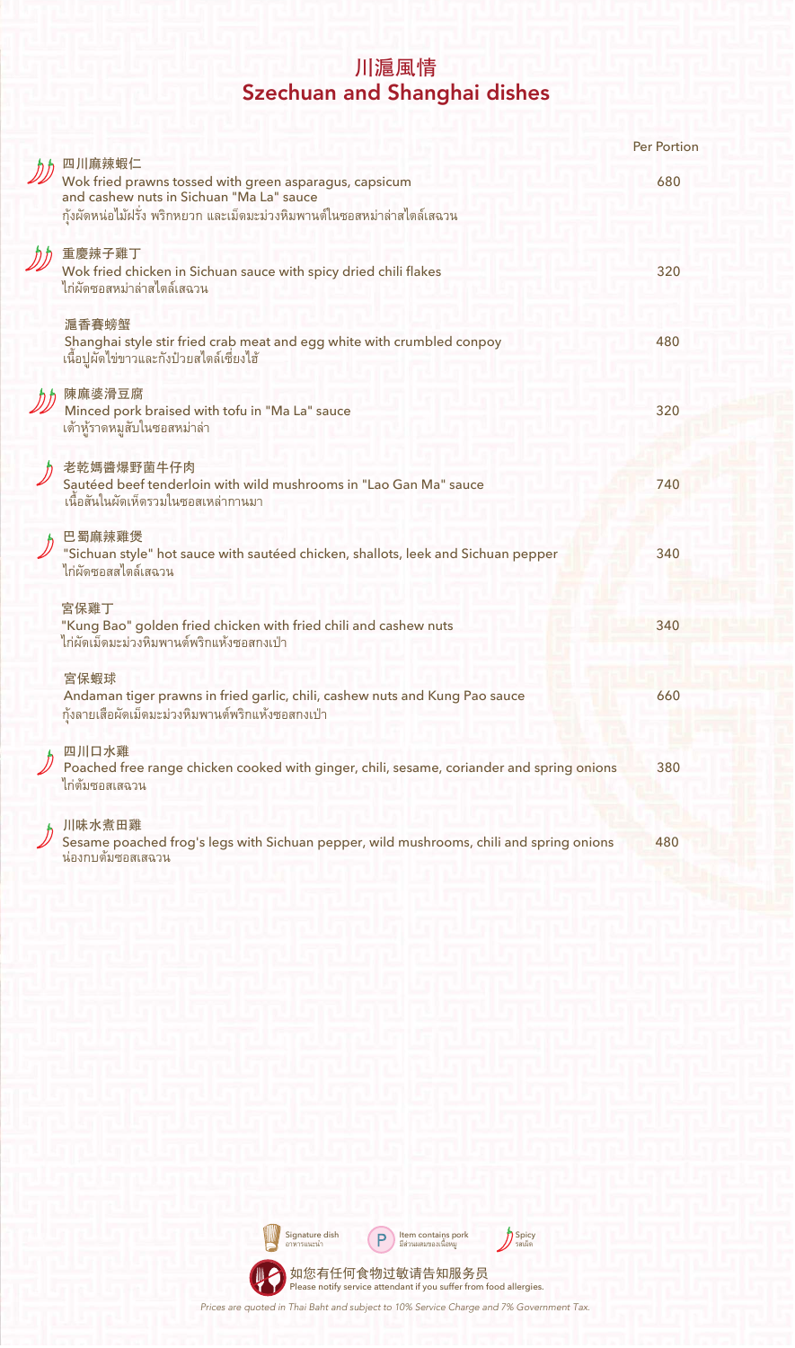# 川滬風情
# Szechuan and Shanghai dishes

Per Portion

四川麻辣蝦仁
Wok fried prawns tossed with green asparagus, capsicum and cashew nuts in Sichuan "Ma La" sauce
กุ้งผัดหน่อไม้ฝรั่ง พริกหยวก และเม็ดมะม่วงหิมพานต์ในซอสหม่าล่าสไตล์เสฉวน — 680

重慶辣子雞丁
Wok fried chicken in Sichuan sauce with spicy dried chili flakes
ไก่ผัดซอสหม่าล่าสไตล์เสฉวน — 320

滬香賽螃蟹
Shanghai style stir fried crab meat and egg white with crumbled conpoy
เนื้อปูผัดไข่ขาวและกังป๋วยสไตล์เซี่ยงไฮ้ — 480

陳麻婆滑豆腐
Minced pork braised with tofu in "Ma La" sauce
เต้าหู้ราดหมูสับในซอสหม่าล่า — 320

老乾媽醬爆野菌牛仔肉
Sautéed beef tenderloin with wild mushrooms in "Lao Gan Ma" sauce
เนื้อสันในผัดเห็ดรวมในซอสเหล่ากานมา — 740

巴蜀麻辣雞煲
"Sichuan style" hot sauce with sautéed chicken, shallots, leek and Sichuan pepper
ไก่ผัดซอสสไตล์เสฉวน — 340

宮保雞丁
"Kung Bao" golden fried chicken with fried chili and cashew nuts
ไก่ผัดเม็ดมะม่วงหิมพานต์พริกแห้งซอสกงเป่า — 340

宮保蝦球
Andaman tiger prawns in fried garlic, chili, cashew nuts and Kung Pao sauce
กุ้งลายเสือผัดเม็ดมะม่วงหิมพานต์พริกแห้งซอสกงเป่า — 660

四川口水雞
Poached free range chicken cooked with ginger, chili, sesame, coriander and spring onions
ไก่ต้มซอสเสฉวน — 380

川味水煮田雞
Sesame poached frog's legs with Sichuan pepper, wild mushrooms, chili and spring onions
น่องกบต้มซอสเสฉวน — 480

Signature dish / อาหารแนะนำ
Item contains pork / มีส่วนผสมของเนื้อหมู
Spicy / รสเผ็ด

如您有任何食物过敏请告知服务员
Please notify service attendant if you suffer from food allergies.

*Prices are quoted in Thai Baht and subject to 10% Service Charge and 7% Government Tax.*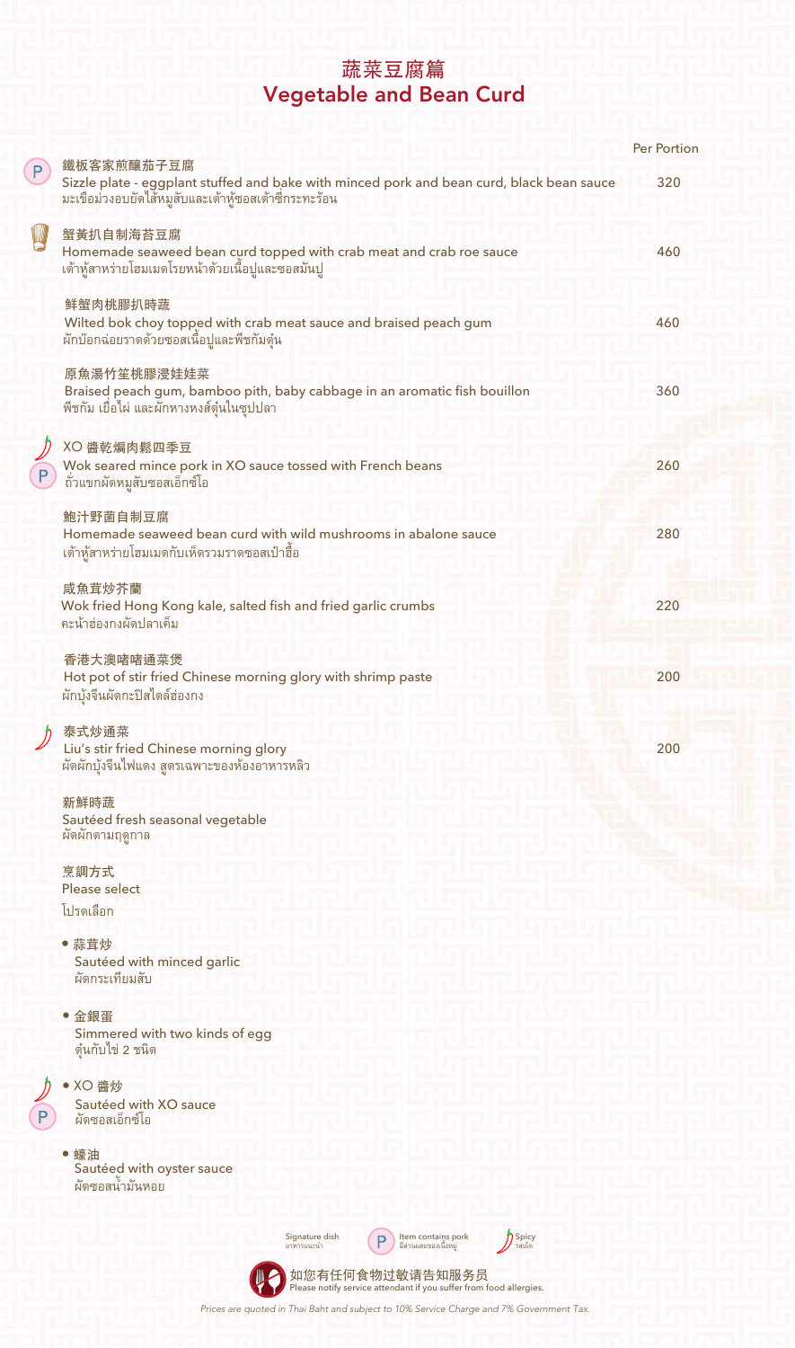# 蔬菜豆腐篇
# Vegetable and Bean Curd

| | | Per Portion |
|---|---|---|
| P | 鐵板客家煎釀茄子豆腐<br>Sizzle plate - eggplant stuffed and bake with minced pork and bean curd, black bean sauce<br>มะเขือม่วงอบยัดไส้หมูสับและเต้าหู้ซอสเต้าซี่กระทะร้อน | 320 |
| Signature dish | 蟹黃扒自制海苔豆腐<br>Homemade seaweed bean curd topped with crab meat and crab roe sauce<br>เต้าหู้สาหร่ายโฮมเมดโรยหน้าด้วยเนื้อปูและซอสมันปู | 460 |
| | 鮮蟹肉桃膠扒時蔬<br>Wilted bok choy topped with crab meat sauce and braised peach gum<br>ผักบ๊อกฉ่อยราดด้วยซอสเนื้อปูและพีชกัมตุ๋น | 460 |
| | 原魚湯竹笙桃膠浸娃娃菜<br>Braised peach gum, bamboo pith, baby cabbage in an aromatic fish bouillon<br>พีชกัม เยื่อไผ่ และผักกาดหางหงส์ตุ๋นในซุปปลา | 360 |
| Spicy, P | XO 醬乾煸肉鬆四季豆<br>Wok seared mince pork in XO sauce tossed with French beans<br>ถั่วแขกผัดหมูสับซอสเอ็กซ์โอ | 260 |
| | 鮑汁野菌自制豆腐<br>Homemade seaweed bean curd with wild mushrooms in abalone sauce<br>เต้าหู้สาหร่ายโฮมเมดกับเห็ดรวมราดซอสเป๋าฮื้อ | 280 |
| | 咸魚茸炒芥蘭<br>Wok fried Hong Kong kale, salted fish and fried garlic crumbs<br>คะน้าฮ่องกงผัดปลาเค็ม | 220 |
| | 香港大澳啫啫通菜煲<br>Hot pot of stir fried Chinese morning glory with shrimp paste<br>ผักบุ้งจีนผัดกะปิสไตล์ฮ่องกง | 200 |
| Spicy | 泰式炒通菜<br>Liu's stir fried Chinese morning glory<br>ผัดผักบุ้งจีนไฟแดง สูตรเฉพาะของห้องอาหารหลิว | 200 |

新鮮時蔬
Sautéed fresh seasonal vegetable
ผัดผักตามฤดูกาล

烹調方式
Please select
โปรดเลือก

- 蒜茸炒
  Sautéed with minced garlic
  ผัดกระเทียมสับ
- 金銀蛋
  Simmered with two kinds of egg
  ตุ๋นกับไข่ 2 ชนิด
- XO 醬炒 (Spicy, P)
  Sautéed with XO sauce
  ผัดซอสเอ็กซ์โอ
- 蠔油
  Sautéed with oyster sauce
  ผัดซอสน้ำมันหอย

Signature dish อาหารแนะนำ | P Item contains pork มีส่วนผสมของเนื้อหมู | Spicy รสเผ็ด

如您有任何食物过敏请告知服务员
Please notify service attendant if you suffer from food allergies.

*Prices are quoted in Thai Baht and subject to 10% Service Charge and 7% Government Tax.*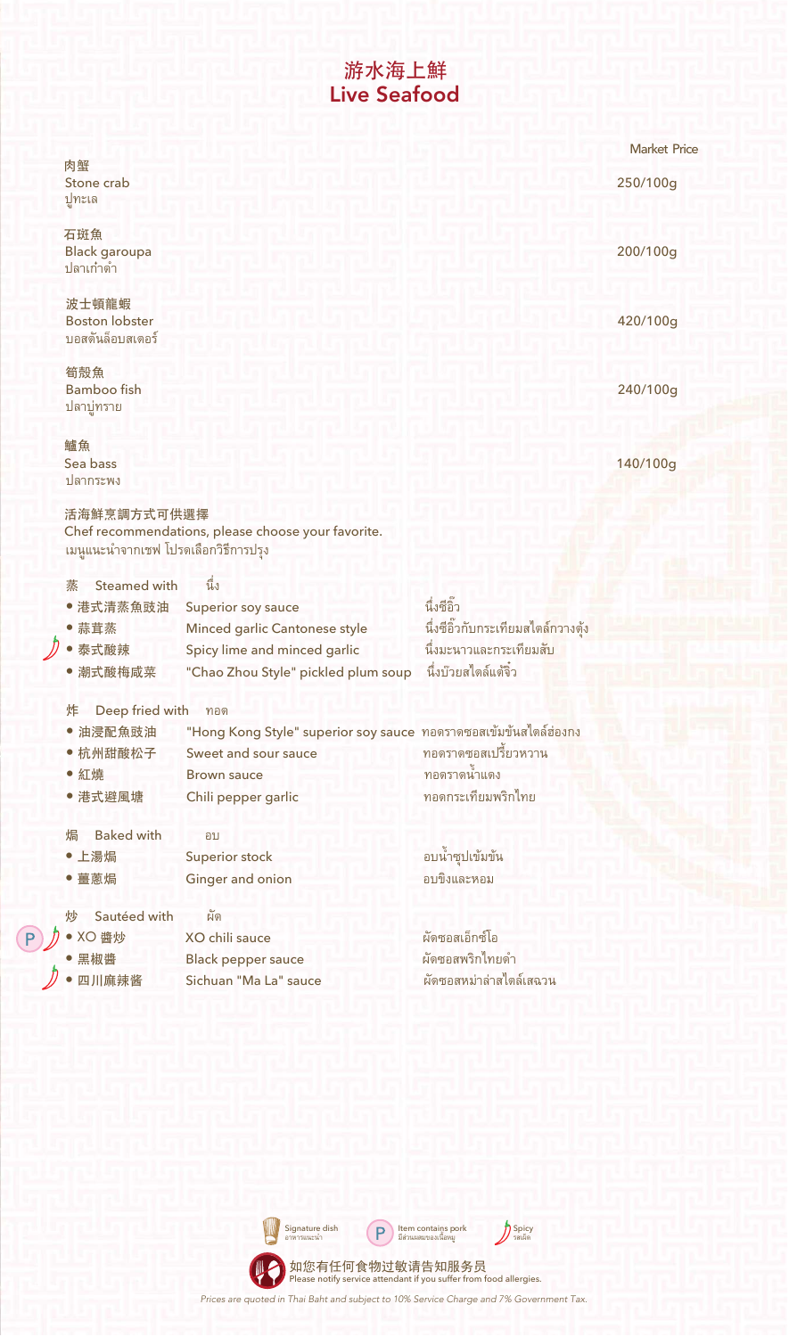# 游水海上鮮
# Live Seafood

| | Market Price |
|---|---|
| 肉蟹<br>Stone crab<br>ปูทะเล | 250/100g |
| 石斑魚<br>Black garoupa<br>ปลาเก๋าดำ | 200/100g |
| 波士頓龍蝦<br>Boston lobster<br>บอสตันล็อบสเตอร์ | 420/100g |
| 筍殼魚<br>Bamboo fish<br>ปลาบู่ทราย | 240/100g |
| 鱸魚<br>Sea bass<br>ปลากระพง | 140/100g |

活海鮮烹調方式可供選擇
Chef recommendations, please choose your favorite.
เมนูแนะนำจากเชฟ โปรดเลือกวิธีการปรุง

**蒸 Steamed with นึ่ง**

- 港式清蒸魚豉油 — Superior soy sauce — นึ่งซีอิ๊ว
- 蒜茸蒸 — Minced garlic Cantonese style — นึ่งซีอิ๊วกับกระเทียมสไตล์กวางตุ้ง
- (Spicy) 泰式酸辣 — Spicy lime and minced garlic — นึ่งมะนาวและกระเทียมสับ
- 潮式酸梅咸菜 — "Chao Zhou Style" pickled plum soup — นึ่งบ๊วยสไตล์แต้จิ๋ว

**炸 Deep fried with ทอด**

- 油浸配魚豉油 — "Hong Kong Style" superior soy sauce — ทอดราดซอสเข้มข้นสไตล์ฮ่องกง
- 杭州甜酸松子 — Sweet and sour sauce — ทอดราดซอสเปรี้ยวหวาน
- 紅燒 — Brown sauce — ทอดราดน้ำแดง
- 港式避風塘 — Chili pepper garlic — ทอดกระเทียมพริกไทย

**焗 Baked with อบ**

- 上湯焗 — Superior stock — อบน้ำซุปเข้มข้น
- 薑蔥焗 — Ginger and onion — อบขิงและหอม

**炒 Sautéed with ผัด**

- (P) (Spicy) XO 醬炒 — XO chili sauce — ผัดซอสเอ็กซ์โอ
- 黑椒醬 — Black pepper sauce — ผัดซอสพริกไทยดำ
- (Spicy) 四川麻辣醬 — Sichuan "Ma La" sauce — ผัดซอสหม่าล่าสไตล์เสฉวน

Signature dish อาหารแนะนำ | (P) Item contains pork มีส่วนผสมของเนื้อหมู | Spicy รสเผ็ด

如您有任何食物过敏请告知服务员
Please notify service attendant if you suffer from food allergies.

*Prices are quoted in Thai Baht and subject to 10% Service Charge and 7% Government Tax.*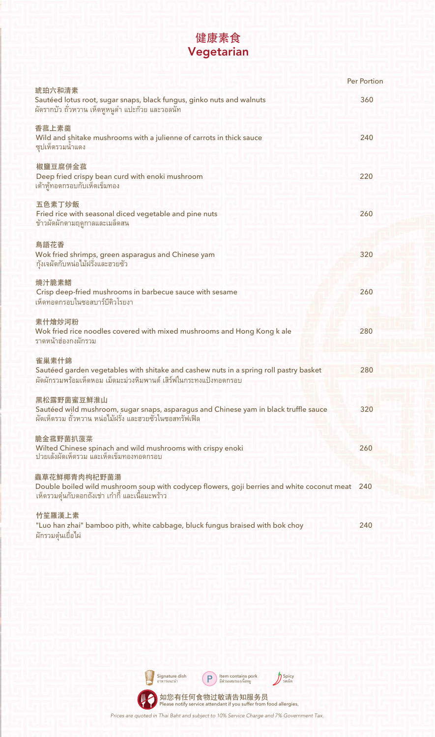# 健康素食
# Vegetarian

| | Per Portion |
|---|---|
| 琥珀六和清素<br>Sautéed lotus root, sugar snaps, black fungus, ginko nuts and walnuts<br>ผัดรากบัว ถั่วหวาน เห็ดหูหนูดำ แปะก๊วย และวอลนัท | 360 |
| 香蕉上素羹<br>Wild and shitake mushrooms with a julienne of carrots in thick sauce<br>ซุปเห็ดรวมน้ำแดง | 240 |
| 椒鹽豆腐併金菰<br>Deep fried crispy bean curd with enoki mushroom<br>เต้าหู้ทอดกรอบกับเห็ดเข็มทอง | 220 |
| 五色素丁炒飯<br>Fried rice with seasonal diced vegetable and pine nuts<br>ข้าวผัดผักตามฤดูกาลและเมล็ดสน | 260 |
| 鳥語花香<br>Wok fried shrimps, green asparagus and Chinese yam<br>กุ้งเจผัดกับหน่อไม้ฝรั่งและฮวยซัว | 320 |
| 燒汁脆素鱔<br>Crisp deep-fried mushrooms in barbecue sauce with sesame<br>เห็ดทอดกรอบในซอสบาร์บีคิวโรยงา | 260 |
| 素什燴炒河粉<br>Wok fried rice noodles covered with mixed mushrooms and Hong Kong k ale<br>ราดหน้าฮ่องกงผักรวม | 280 |
| 雀巢素什錦<br>Sautéed garden vegetables with shitake and cashew nuts in a spring roll pastry basket<br>ผัดผักรวมพร้อมเห็ดหอม เม็ดมะม่วงหิมพานต์ เสิร์ฟในกระทงแป้งทอดกรอบ | 280 |
| 黑松露野菌蜜豆鮮淮山<br>Sautéed wild mushroom, sugar snaps, asparagus and Chinese yam in black truffle sauce<br>ผัดเห็ดรวม ถั่วหวาน หน่อไม้ฝรั่ง และฮวยซัวในซอสทรัฟเฟิล | 320 |
| 脆金菰野菌扒菠菜<br>Wilted Chinese spinach and wild mushrooms with crispy enoki<br>ปวยเล้งผัดเห็ดรวม และเห็ดเข็มทองทอดกรอบ | 260 |
| 蟲草花鮮椰青肉枸杞野菌湯<br>Double boiled wild mushroom soup with codycep flowers, goji berries and white coconut meat<br>เห็ดรวมตุ๋นกับดอกถั่งเช่า เก๋ากี้ และเนื้อมะพร้าว | 240 |
| 竹笙羅漢上素<br>"Luo han zhai" bamboo pith, white cabbage, bluck fungus braised with bok choy<br>ผักรวมตุ๋นเยื่อไผ่ | 240 |

Signature dish อาหารแนะนำ | P Item contains pork มีส่วนผสมของเนื้อหมู | Spicy รสเผ็ด

如您有任何食物过敏请告知服务员
Please notify service attendant if you suffer from food allergies.

*Prices are quoted in Thai Baht and subject to 10% Service Charge and 7% Government Tax.*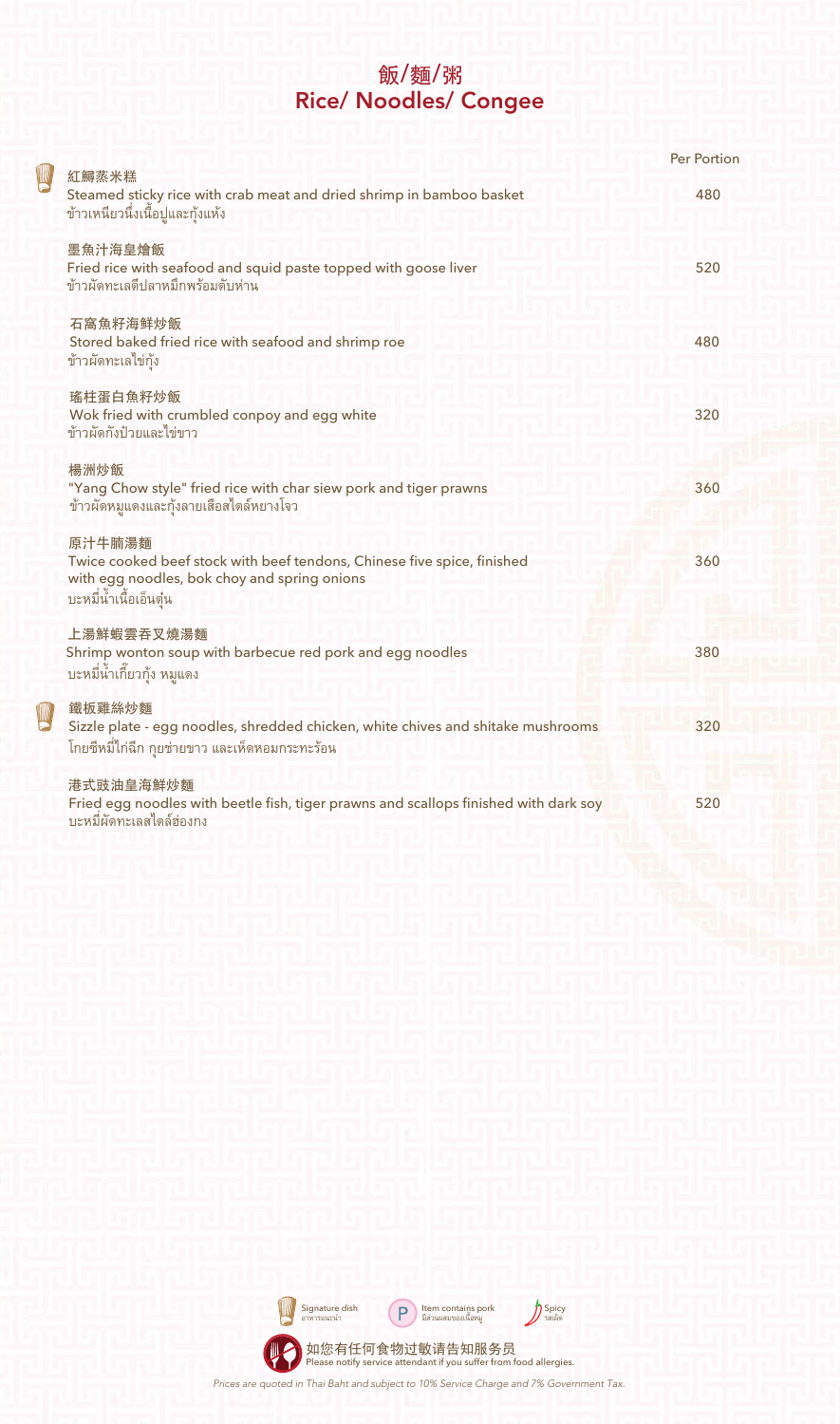# 飯/麵/粥
# Rice/ Noodles/ Congee

| | Per Portion |
|---|---|
| 紅鱘蒸米糕<br>Steamed sticky rice with crab meat and dried shrimp in bamboo basket<br>ข้าวเหนียวนึ่งเนื้อปูและกุ้งแห้ง | 480 |
| 墨魚汁海皇燴飯<br>Fried rice with seafood and squid paste topped with goose liver<br>ข้าวผัดทะเลดีปลาหมึกพร้อมตับห่าน | 520 |
| 石窩魚籽海鮮炒飯<br>Stored baked fried rice with seafood and shrimp roe<br>ข้าวผัดทะเลไข่กุ้ง | 480 |
| 瑤柱蛋白魚籽炒飯<br>Wok fried with crumbled conpoy and egg white<br>ข้าวผัดกังป๋วยและไข่ขาว | 320 |
| 楊洲炒飯<br>"Yang Chow style" fried rice with char siew pork and tiger prawns<br>ข้าวผัดหมูแดงและกุ้งลายเสือสไตล์หยางโจว | 360 |
| 原汁牛腩湯麵<br>Twice cooked beef stock with beef tendons, Chinese five spice, finished with egg noodles, bok choy and spring onions<br>บะหมี่น้ำเนื้อเอ็นตุ๋น | 360 |
| 上湯鮮蝦雲吞叉燒湯麵<br>Shrimp wonton soup with barbecue red pork and egg noodles<br>บะหมี่น้ำเกี๊ยวกุ้ง หมูแดง | 380 |
| 鐵板雞絲炒麵<br>Sizzle plate - egg noodles, shredded chicken, white chives and shitake mushrooms<br>โกยซีหมี่ไก่ฉีก กุยช่ายขาว และเห็ดหอมกระทะร้อน | 320 |
| 港式豉油皇海鮮炒麵<br>Fried egg noodles with beetle fish, tiger prawns and scallops finished with dark soy<br>บะหมี่ผัดทะเลสไตล์ฮ่องกง | 520 |

Signature dish อาหารแนะนำ | P Item contains pork มีส่วนผสมของเนื้อหมู | Spicy รสเผ็ด

如您有任何食物过敏请告知服务员
Please notify service attendant if you suffer from food allergies.

*Prices are quoted in Thai Baht and subject to 10% Service Charge and 7% Government Tax.*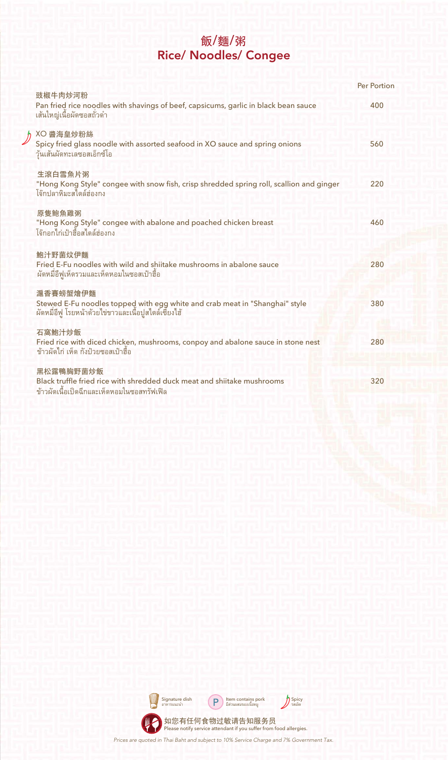# 飯/麵/粥
# Rice/ Noodles/ Congee

| | Per Portion |
|---|---|
| 豉椒牛肉炒河粉<br>Pan fried rice noodles with shavings of beef, capsicums, garlic in black bean sauce<br>เส้นใหญ่เนื้อผัดซอสถั่วดำ | 400 |
| XO 醬海皇炒粉絲<br>Spicy fried glass noodle with assorted seafood in XO sauce and spring onions<br>วุ้นเส้นผัดทะเลซอสเอ็กซ์โอ | 560 |
| 生滾白雪魚片粥<br>"Hong Kong Style" congee with snow fish, crisp shredded spring roll, scallion and ginger<br>โจ๊กปลาหิมะสไตล์ฮ่องกง | 220 |
| 原隻鮑魚雞粥<br>"Hong Kong Style" congee with abalone and poached chicken breast<br>โจ๊กอกไก่เป๋าฮื้อสไตล์ฮ่องกง | 460 |
| 鮑汁野菌炆伊麵<br>Fried E-Fu noodles with wild and shiitake mushrooms in abalone sauce<br>ผัดหมี่อีฟู่เห็ดรวมและเห็ดหอมในซอสเป๋าฮื้อ | 280 |
| 滬香賽螃蟹燴伊麵<br>Stewed E-Fu noodles topped with egg white and crab meat in "Shanghai" style<br>ผัดหมี่อีฟู่ โรยหน้าด้วยไข่ขาวและเนื้อปูสไตล์เซี่ยงไฮ้ | 380 |
| 石窩鮑汁炒飯<br>Fried rice with diced chicken, mushrooms, conpoy and abalone sauce in stone nest<br>ข้าวผัดไก่ เห็ด กังป๋วยซอสเป๋าฮื้อ | 280 |
| 黑松露鴨胸野菌炒飯<br>Black truffle fried rice with shredded duck meat and shiitake mushrooms<br>ข้าวผัดเนื้อเป็ดฉีกและเห็ดหอมในซอสทรัฟเฟิล | 320 |

Signature dish อาหารแนะนำ | Item contains pork มีส่วนผสมของเนื้อหมู | Spicy รสเผ็ด

如您有任何食物过敏请告知服务员
Please notify service attendant if you suffer from food allergies.

*Prices are quoted in Thai Baht and subject to 10% Service Charge and 7% Government Tax.*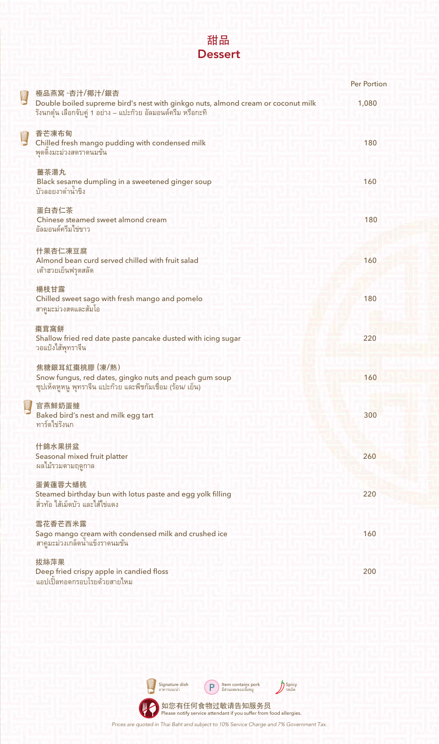# 甜品
# Dessert

| | Per Portion |
|---|---|
| 極品燕窩 -杏汁/椰汁/銀杏<br>Double boiled supreme bird's nest with ginkgo nuts, almond cream or coconut milk<br>รังนกตุ๋น เลือกจับคู่ 1 อย่าง – แปะก๊วย อัลมอนด์ครีม หรือกะทิ | 1,080 |
| 香芒凍布甸<br>Chilled fresh mango pudding with condensed milk<br>พุดดิ้งมะม่วงสดราดนมข้น | 180 |
| 薑茶湯丸<br>Black sesame dumpling in a sweetened ginger soup<br>บัวลอยงาดำน้ำขิง | 160 |
| 蛋白杏仁茶<br>Chinese steamed sweet almond cream<br>อัลมอนด์ครีมไข่ขาว | 180 |
| 什果杏仁凍豆腐<br>Almond bean curd served chilled with fruit salad<br>เต้าฮวยเย็นฟรุตสลัด | 160 |
| 楊枝甘露<br>Chilled sweet sago with fresh mango and pomelo<br>สาคูมะม่วงสดและส้มโอ | 180 |
| 棗茸窩餅<br>Shallow fried red date paste pancake dusted with icing sugar<br>วอแป้งไส้พุทราจีน | 220 |
| 焦糖銀耳紅棗桃膠 (凍/熱)<br>Snow fungus, red dates, gingko nuts and peach gum soup<br>ซุปเห็ดหูหนู พุทราจีน แปะก๊วย และพีชกัมเชื่อม (ร้อน/ เย็น) | 160 |
| 官燕鮮奶蛋撻<br>Baked bird's nest and milk egg tart<br>ทาร์ตไข่รังนก | 300 |
| 什錦水果拼盆<br>Seasonal mixed fruit platter<br>ผลไม้รวมตามฤดูกาล | 260 |
| 蛋黃蓮蓉大蟠桃<br>Steamed birthday bun with lotus paste and egg yolk filling<br>ซิ่วท้อ ไส้เม็ดบัว และไส้ไข่แดง | 220 |
| 雪花香芒西米露<br>Sago mango cream with condensed milk and crushed ice<br>สาคูมะม่วงเกล็ดน้ำแข็งราดนมข้น | 160 |
| 拔絲萍果<br>Deep fried crispy apple in candied floss<br>แอปเปิ้ลทอดกรอบโรยด้วยสายไหม | 200 |

Signature dish อาหารแนะนำ | P Item contains pork มีส่วนผสมของเนื้อหมู | Spicy รสเผ็ด

如您有任何食物过敏请告知服务员
Please notify service attendant if you suffer from food allergies.

*Prices are quoted in Thai Baht and subject to 10% Service Charge and 7% Government Tax.*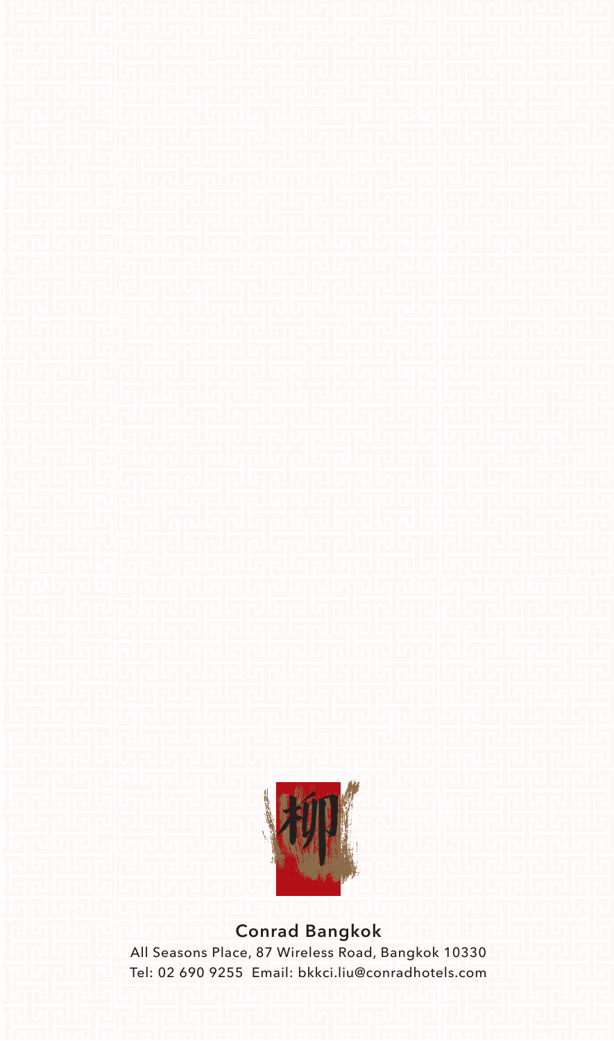柳

**Conrad Bangkok**

All Seasons Place, 87 Wireless Road, Bangkok 10330

Tel: 02 690 9255 Email: bkkci.liu@conradhotels.com